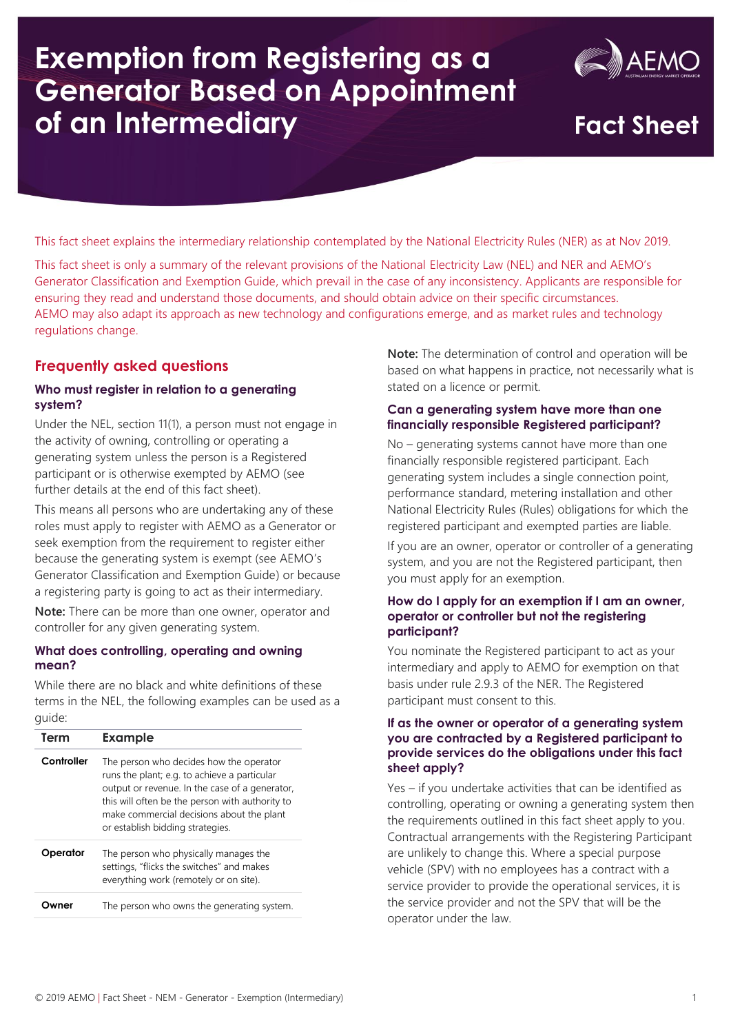# Exemption from Registering as a Generator Based on Appointment of an Intermediary

**Fact Sheet**

This fact sheet explains the intermediary relationship contemplated by the National Electricity Rules (NER) as at Nov 2019.

This fact sheet is only a summary of the relevant provisions of the National Electricity Law (NEL) and NER and AEMO's Generator Classification and Exemption Guide, which prevail in the case of any inconsistency. Applicants are responsible for ensuring they read and understand those documents, and should obtain advice on their specific circumstances. AEMO may also adapt its approach as new technology and configurations emerge, and as market rules and technology regulations change.

## Frequently asked questions

### Who must register in relation to a generating system?

Under the NEL, section 11(1), a person must not engage in the activity of owning, controlling or operating a generating system unless the person is a Registered participant or is otherwise exempted by AEMO (see further details at the end of this fact sheet).

This means all persons who are undertaking any of these roles must apply to register with AEMO as a Generator or seek exemption from the requirement to register either because the generating system is exempt (see AEMO's Generator Classification and Exemption Guide) or because a registering party is going to act as their intermediary.

**Note:** There can be more than one owner, operator and controller for any given generating system.

### What does controlling, operating and owning mean?

While there are no black and white definitions of these terms in the NEL, the following examples can be used as a guide:

| Term | Example |
|---|---|
| **Controller** | The person who decides how the operator runs the plant; e.g. to achieve a particular output or revenue. In the case of a generator, this will often be the person with authority to make commercial decisions about the plant or establish bidding strategies. |
| **Operator** | The person who physically manages the settings, "flicks the switches" and makes everything work (remotely or on site). |
| **Owner** | The person who owns the generating system. |

**Note:** The determination of control and operation will be based on what happens in practice, not necessarily what is stated on a licence or permit.

### Can a generating system have more than one financially responsible Registered participant?

No – generating systems cannot have more than one financially responsible registered participant. Each generating system includes a single connection point, performance standard, metering installation and other National Electricity Rules (Rules) obligations for which the registered participant and exempted parties are liable.

If you are an owner, operator or controller of a generating system, and you are not the Registered participant, then you must apply for an exemption.

### How do I apply for an exemption if I am an owner, operator or controller but not the registering participant?

You nominate the Registered participant to act as your intermediary and apply to AEMO for exemption on that basis under rule 2.9.3 of the NER. The Registered participant must consent to this.

### If as the owner or operator of a generating system you are contracted by a Registered participant to provide services do the obligations under this fact sheet apply?

Yes – if you undertake activities that can be identified as controlling, operating or owning a generating system then the requirements outlined in this fact sheet apply to you. Contractual arrangements with the Registering Participant are unlikely to change this. Where a special purpose vehicle (SPV) with no employees has a contract with a service provider to provide the operational services, it is the service provider and not the SPV that will be the operator under the law.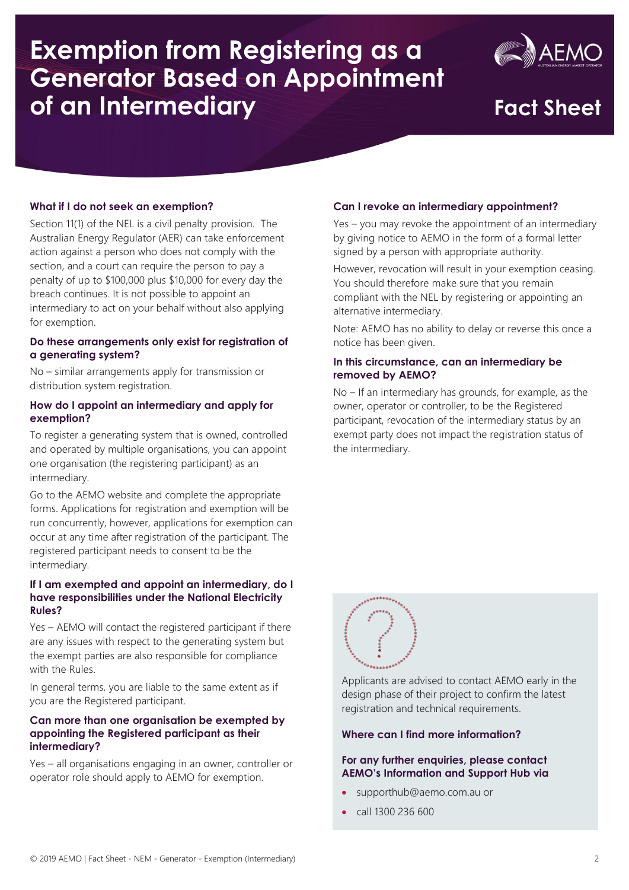# Exemption from Registering as a Generator Based on Appointment of an Intermediary

## Fact Sheet

### What if I do not seek an exemption?

Section 11(1) of the NEL is a civil penalty provision. The Australian Energy Regulator (AER) can take enforcement action against a person who does not comply with the section, and a court can require the person to pay a penalty of up to $100,000 plus $10,000 for every day the breach continues. It is not possible to appoint an intermediary to act on your behalf without also applying for exemption.

### Do these arrangements only exist for registration of a generating system?

No – similar arrangements apply for transmission or distribution system registration.

### How do I appoint an intermediary and apply for exemption?

To register a generating system that is owned, controlled and operated by multiple organisations, you can appoint one organisation (the registering participant) as an intermediary.

Go to the AEMO website and complete the appropriate forms. Applications for registration and exemption will be run concurrently, however, applications for exemption can occur at any time after registration of the participant. The registered participant needs to consent to be the intermediary.

### If I am exempted and appoint an intermediary, do I have responsibilities under the National Electricity Rules?

Yes – AEMO will contact the registered participant if there are any issues with respect to the generating system but the exempt parties are also responsible for compliance with the Rules.

In general terms, you are liable to the same extent as if you are the Registered participant.

### Can more than one organisation be exempted by appointing the Registered participant as their intermediary?

Yes – all organisations engaging in an owner, controller or operator role should apply to AEMO for exemption.

### Can I revoke an intermediary appointment?

Yes – you may revoke the appointment of an intermediary by giving notice to AEMO in the form of a formal letter signed by a person with appropriate authority.

However, revocation will result in your exemption ceasing. You should therefore make sure that you remain compliant with the NEL by registering or appointing an alternative intermediary.

Note: AEMO has no ability to delay or reverse this once a notice has been given.

### In this circumstance, can an intermediary be removed by AEMO?

No – If an intermediary has grounds, for example, as the owner, operator or controller, to be the Registered participant, revocation of the intermediary status by an exempt party does not impact the registration status of the intermediary.

Applicants are advised to contact AEMO early in the design phase of their project to confirm the latest registration and technical requirements.

### Where can I find more information?

### For any further enquiries, please contact AEMO's Information and Support Hub via

- supporthub@aemo.com.au or
- call 1300 236 600

© 2019 AEMO | Fact Sheet - NEM - Generator - Exemption (Intermediary)